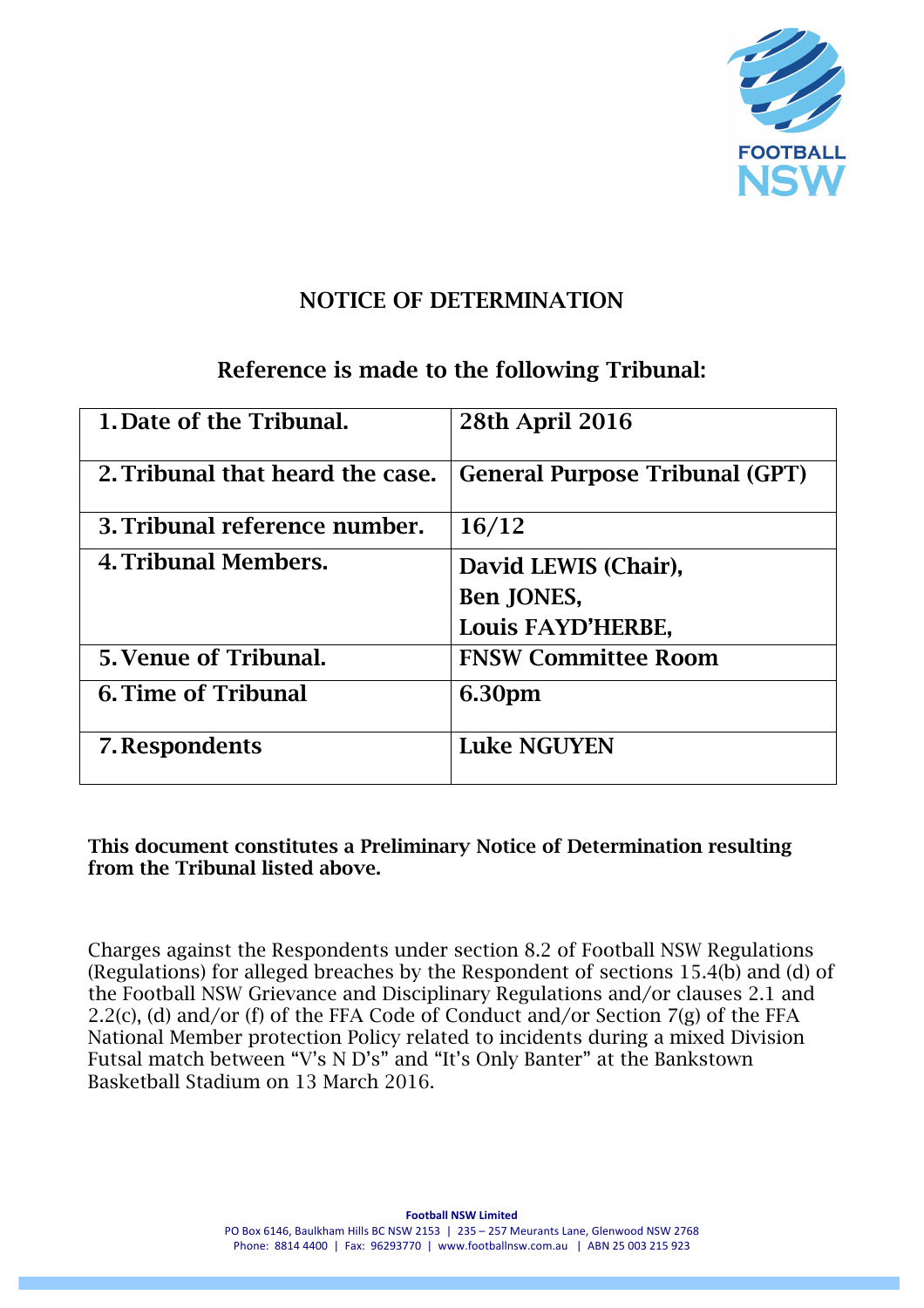# NOTICE OF DETERMINATION

## Reference is made to the following Tribunal:

| | |
|---|---|
| 1. Date of the Tribunal. | 28th April 2016 |
| 2. Tribunal that heard the case. | General Purpose Tribunal (GPT) |
| 3. Tribunal reference number. | 16/12 |
| 4. Tribunal Members. | David LEWIS (Chair), Ben JONES, Louis FAYD'HERBE, |
| 5. Venue of Tribunal. | FNSW Committee Room |
| 6. Time of Tribunal | 6.30pm |
| 7. Respondents | Luke NGUYEN |

**This document constitutes a Preliminary Notice of Determination resulting from the Tribunal listed above.**

Charges against the Respondents under section 8.2 of Football NSW Regulations (Regulations) for alleged breaches by the Respondent of sections 15.4(b) and (d) of the Football NSW Grievance and Disciplinary Regulations and/or clauses 2.1 and 2.2(c), (d) and/or (f) of the FFA Code of Conduct and/or Section 7(g) of the FFA National Member protection Policy related to incidents during a mixed Division Futsal match between "V's N D's" and "It's Only Banter" at the Bankstown Basketball Stadium on 13 March 2016.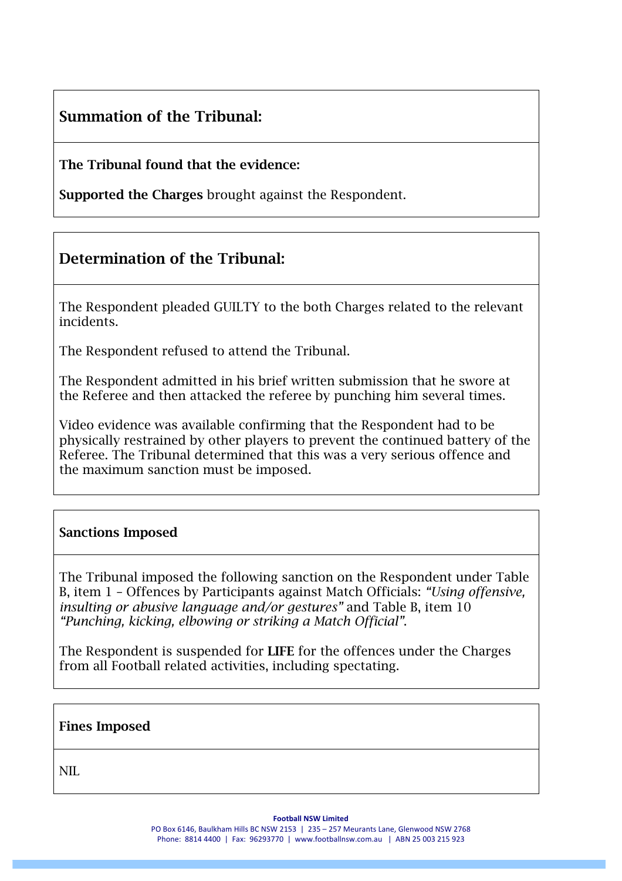## Summation of the Tribunal:

**The Tribunal found that the evidence:**

**Supported the Charges** brought against the Respondent.

## Determination of the Tribunal:

The Respondent pleaded GUILTY to the both Charges related to the relevant incidents.

The Respondent refused to attend the Tribunal.

The Respondent admitted in his brief written submission that he swore at the Referee and then attacked the referee by punching him several times.

Video evidence was available confirming that the Respondent had to be physically restrained by other players to prevent the continued battery of the Referee. The Tribunal determined that this was a very serious offence and the maximum sanction must be imposed.

### Sanctions Imposed

The Tribunal imposed the following sanction on the Respondent under Table B, item 1 – Offences by Participants against Match Officials: *"Using offensive, insulting or abusive language and/or gestures"* and Table B, item 10 *"Punching, kicking, elbowing or striking a Match Official"*.

The Respondent is suspended for **LIFE** for the offences under the Charges from all Football related activities, including spectating.

### Fines Imposed

NIL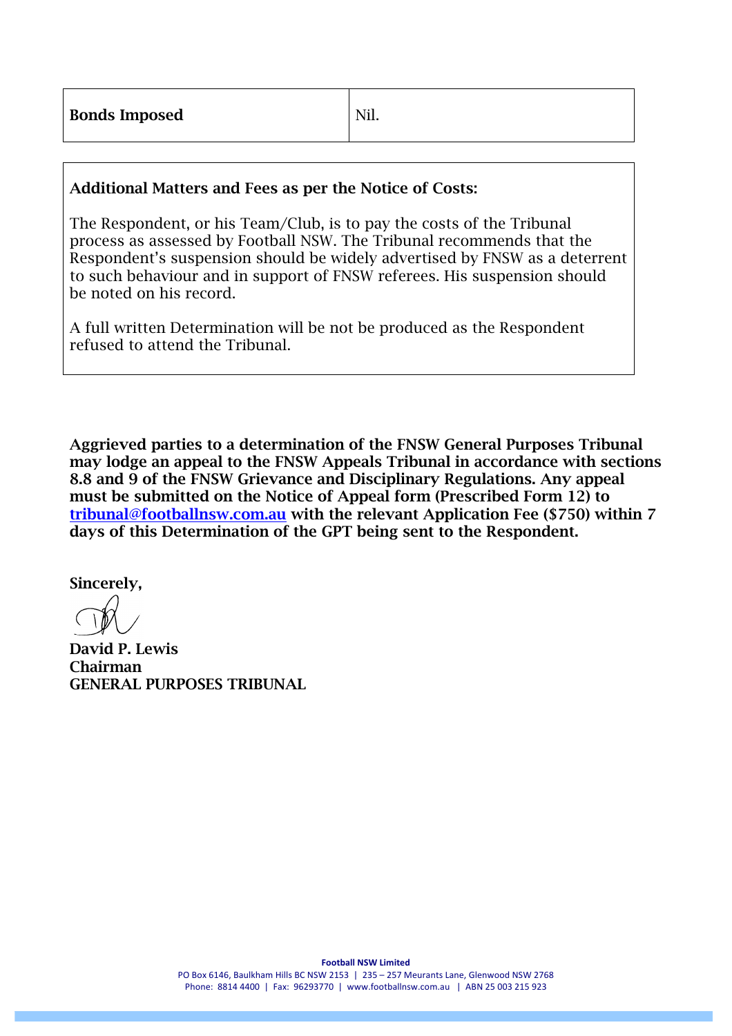| | |
|---|---|
| **Bonds Imposed** | Nil. |

**Additional Matters and Fees as per the Notice of Costs:**

The Respondent, or his Team/Club, is to pay the costs of the Tribunal process as assessed by Football NSW. The Tribunal recommends that the Respondent's suspension should be widely advertised by FNSW as a deterrent to such behaviour and in support of FNSW referees. His suspension should be noted on his record.

A full written Determination will be not be produced as the Respondent refused to attend the Tribunal.

**Aggrieved parties to a determination of the FNSW General Purposes Tribunal may lodge an appeal to the FNSW Appeals Tribunal in accordance with sections 8.8 and 9 of the FNSW Grievance and Disciplinary Regulations. Any appeal must be submitted on the Notice of Appeal form (Prescribed Form 12) to [tribunal@footballnsw.com.au](mailto:tribunal@footballnsw.com.au) with the relevant Application Fee ($750) within 7 days of this Determination of the GPT being sent to the Respondent.**

**Sincerely,**

**David P. Lewis**
**Chairman**
**GENERAL PURPOSES TRIBUNAL**

**Football NSW Limited**
PO Box 6146, Baulkham Hills BC NSW 2153 | 235 – 257 Meurants Lane, Glenwood NSW 2768
Phone: 8814 4400 | Fax: 96293770 | www.footballnsw.com.au | ABN 25 003 215 923